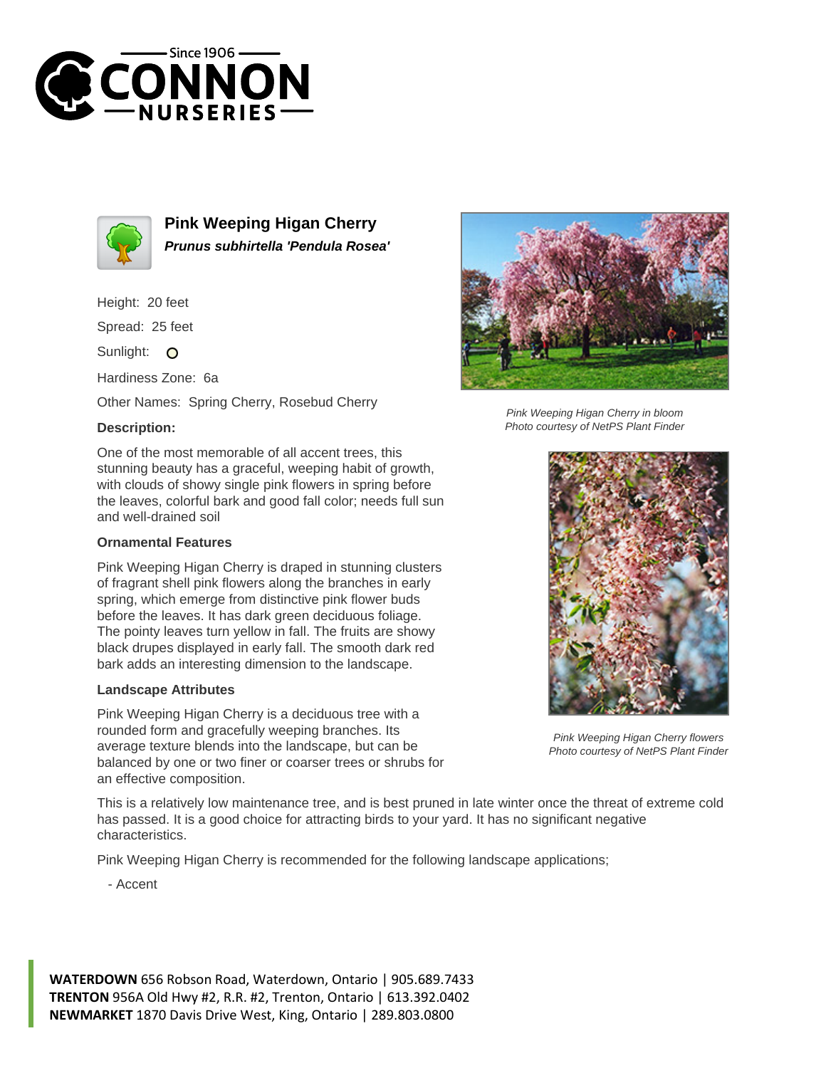# Pink Weeping Higan Cherry

***Prunus subhirtella 'Pendula Rosea'***

Height: 20 feet

Spread: 25 feet

Sunlight: O

Hardiness Zone: 6a

Other Names: Spring Cherry, Rosebud Cherry

### Description:

One of the most memorable of all accent trees, this stunning beauty has a graceful, weeping habit of growth, with clouds of showy single pink flowers in spring before the leaves, colorful bark and good fall color; needs full sun and well-drained soil

### Ornamental Features

Pink Weeping Higan Cherry is draped in stunning clusters of fragrant shell pink flowers along the branches in early spring, which emerge from distinctive pink flower buds before the leaves. It has dark green deciduous foliage. The pointy leaves turn yellow in fall. The fruits are showy black drupes displayed in early fall. The smooth dark red bark adds an interesting dimension to the landscape.

### Landscape Attributes

Pink Weeping Higan Cherry is a deciduous tree with a rounded form and gracefully weeping branches. Its average texture blends into the landscape, but can be balanced by one or two finer or coarser trees or shrubs for an effective composition.

This is a relatively low maintenance tree, and is best pruned in late winter once the threat of extreme cold has passed. It is a good choice for attracting birds to your yard. It has no significant negative characteristics.

Pink Weeping Higan Cherry is recommended for the following landscape applications;

- Accent

*Pink Weeping Higan Cherry in bloom*
*Photo courtesy of NetPS Plant Finder*

*Pink Weeping Higan Cherry flowers*
*Photo courtesy of NetPS Plant Finder*

**WATERDOWN** 656 Robson Road, Waterdown, Ontario | 905.689.7433
**TRENTON** 956A Old Hwy #2, R.R. #2, Trenton, Ontario | 613.392.0402
**NEWMARKET** 1870 Davis Drive West, King, Ontario | 289.803.0800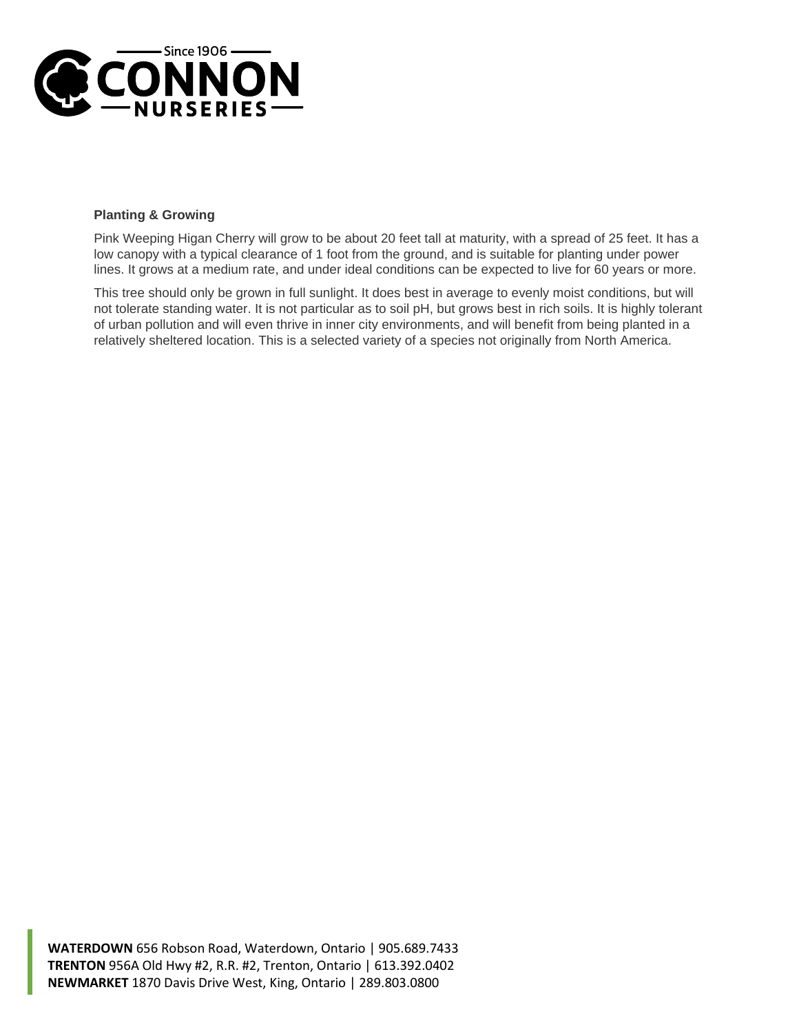### Planting & Growing

Pink Weeping Higan Cherry will grow to be about 20 feet tall at maturity, with a spread of 25 feet. It has a low canopy with a typical clearance of 1 foot from the ground, and is suitable for planting under power lines. It grows at a medium rate, and under ideal conditions can be expected to live for 60 years or more.

This tree should only be grown in full sunlight. It does best in average to evenly moist conditions, but will not tolerate standing water. It is not particular as to soil pH, but grows best in rich soils. It is highly tolerant of urban pollution and will even thrive in inner city environments, and will benefit from being planted in a relatively sheltered location. This is a selected variety of a species not originally from North America.